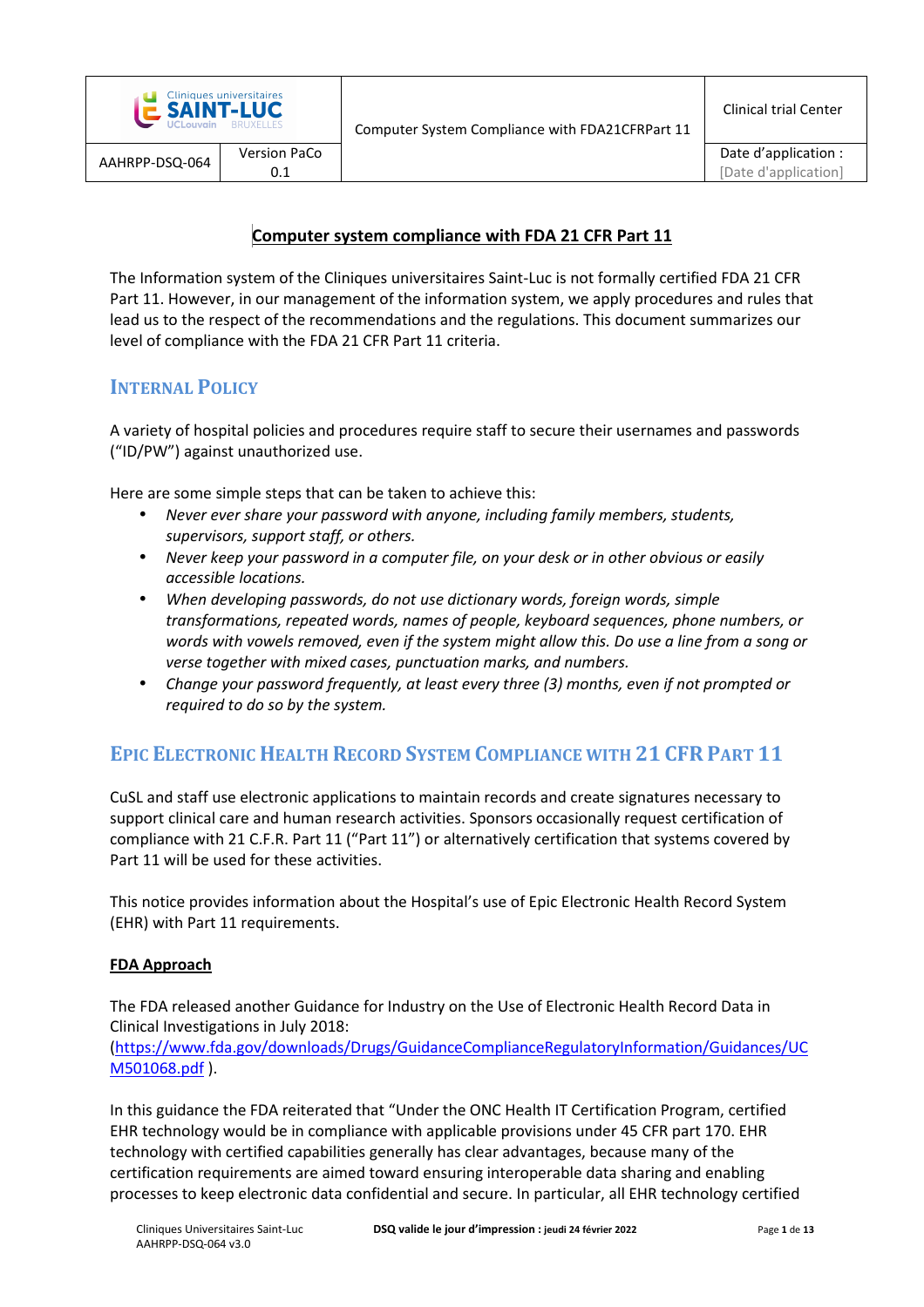# Computer system compliance with FDA 21 CFR Part 11

The Information system of the Cliniques universitaires Saint-Luc is not formally certified FDA 21 CFR Part 11. However, in our management of the information system, we apply procedures and rules that lead us to the respect of the recommendations and the regulations. This document summarizes our level of compliance with the FDA 21 CFR Part 11 criteria.

## Internal Policy

A variety of hospital policies and procedures require staff to secure their usernames and passwords ("ID/PW") against unauthorized use.

Here are some simple steps that can be taken to achieve this:

- *Never ever share your password with anyone, including family members, students, supervisors, support staff, or others.*
- *Never keep your password in a computer file, on your desk or in other obvious or easily accessible locations.*
- *When developing passwords, do not use dictionary words, foreign words, simple transformations, repeated words, names of people, keyboard sequences, phone numbers, or words with vowels removed, even if the system might allow this. Do use a line from a song or verse together with mixed cases, punctuation marks, and numbers.*
- *Change your password frequently, at least every three (3) months, even if not prompted or required to do so by the system.*

## Epic Electronic Health Record System Compliance with 21 CFR Part 11

CuSL and staff use electronic applications to maintain records and create signatures necessary to support clinical care and human research activities. Sponsors occasionally request certification of compliance with 21 C.F.R. Part 11 ("Part 11") or alternatively certification that systems covered by Part 11 will be used for these activities.

This notice provides information about the Hospital's use of Epic Electronic Health Record System (EHR) with Part 11 requirements.

### FDA Approach

The FDA released another Guidance for Industry on the Use of Electronic Health Record Data in Clinical Investigations in July 2018: (https://www.fda.gov/downloads/Drugs/GuidanceComplianceRegulatoryInformation/Guidances/UCM501068.pdf ).

In this guidance the FDA reiterated that "Under the ONC Health IT Certification Program, certified EHR technology would be in compliance with applicable provisions under 45 CFR part 170. EHR technology with certified capabilities generally has clear advantages, because many of the certification requirements are aimed toward ensuring interoperable data sharing and enabling processes to keep electronic data confidential and secure. In particular, all EHR technology certified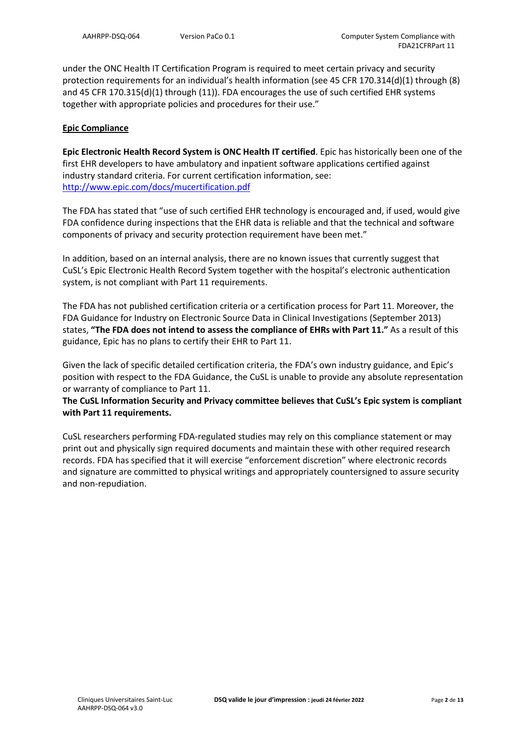under the ONC Health IT Certification Program is required to meet certain privacy and security protection requirements for an individual's health information (see 45 CFR 170.314(d)(1) through (8) and 45 CFR 170.315(d)(1) through (11)). FDA encourages the use of such certified EHR systems together with appropriate policies and procedures for their use."

**Epic Compliance**

**Epic Electronic Health Record System is ONC Health IT certified**. Epic has historically been one of the first EHR developers to have ambulatory and inpatient software applications certified against industry standard criteria. For current certification information, see: [http://www.epic.com/docs/mucertification.pdf](http://www.epic.com/docs/mucertification.pdf)

The FDA has stated that "use of such certified EHR technology is encouraged and, if used, would give FDA confidence during inspections that the EHR data is reliable and that the technical and software components of privacy and security protection requirement have been met."

In addition, based on an internal analysis, there are no known issues that currently suggest that CuSL's Epic Electronic Health Record System together with the hospital's electronic authentication system, is not compliant with Part 11 requirements.

The FDA has not published certification criteria or a certification process for Part 11. Moreover, the FDA Guidance for Industry on Electronic Source Data in Clinical Investigations (September 2013) states, **"The FDA does not intend to assess the compliance of EHRs with Part 11."** As a result of this guidance, Epic has no plans to certify their EHR to Part 11.

Given the lack of specific detailed certification criteria, the FDA's own industry guidance, and Epic's position with respect to the FDA Guidance, the CuSL is unable to provide any absolute representation or warranty of compliance to Part 11.
**The CuSL Information Security and Privacy committee believes that CuSL's Epic system is compliant with Part 11 requirements.**

CuSL researchers performing FDA-regulated studies may rely on this compliance statement or may print out and physically sign required documents and maintain these with other required research records. FDA has specified that it will exercise "enforcement discretion" where electronic records and signature are committed to physical writings and appropriately countersigned to assure security and non-repudiation.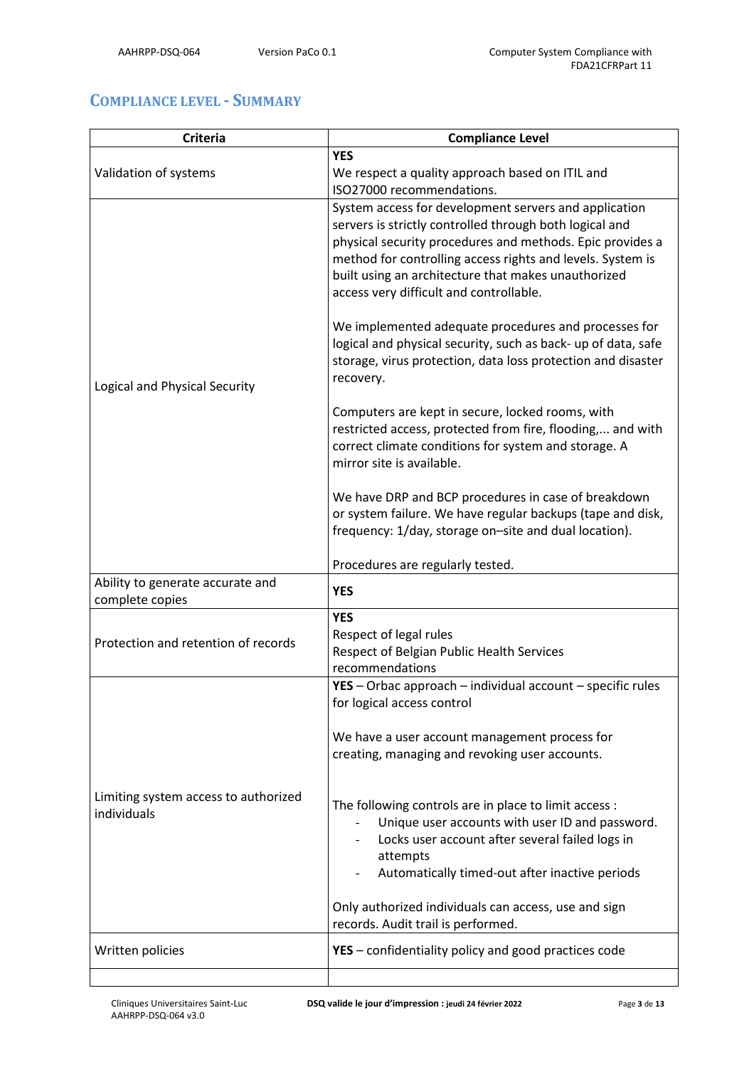## Compliance level - Summary

| Criteria | Compliance Level |
|---|---|
| Validation of systems | **YES**<br>We respect a quality approach based on ITIL and ISO27000 recommendations. |
| Logical and Physical Security | System access for development servers and application servers is strictly controlled through both logical and physical security procedures and methods. Epic provides a method for controlling access rights and levels. System is built using an architecture that makes unauthorized access very difficult and controllable.<br><br>We implemented adequate procedures and processes for logical and physical security, such as back- up of data, safe storage, virus protection, data loss protection and disaster recovery.<br><br>Computers are kept in secure, locked rooms, with restricted access, protected from fire, flooding,... and with correct climate conditions for system and storage. A mirror site is available.<br><br>We have DRP and BCP procedures in case of breakdown or system failure. We have regular backups (tape and disk, frequency: 1/day, storage on–site and dual location).<br><br>Procedures are regularly tested. |
| Ability to generate accurate and complete copies | **YES** |
| Protection and retention of records | **YES**<br>Respect of legal rules<br>Respect of Belgian Public Health Services recommendations |
| Limiting system access to authorized individuals | **YES** – Orbac approach – individual account – specific rules for logical access control<br><br>We have a user account management process for creating, managing and revoking user accounts.<br><br>The following controls are in place to limit access :<br>- Unique user accounts with user ID and password.<br>- Locks user account after several failed logs in attempts<br>- Automatically timed-out after inactive periods<br><br>Only authorized individuals can access, use and sign records. Audit trail is performed. |
| Written policies | **YES** – confidentiality policy and good practices code |
| | |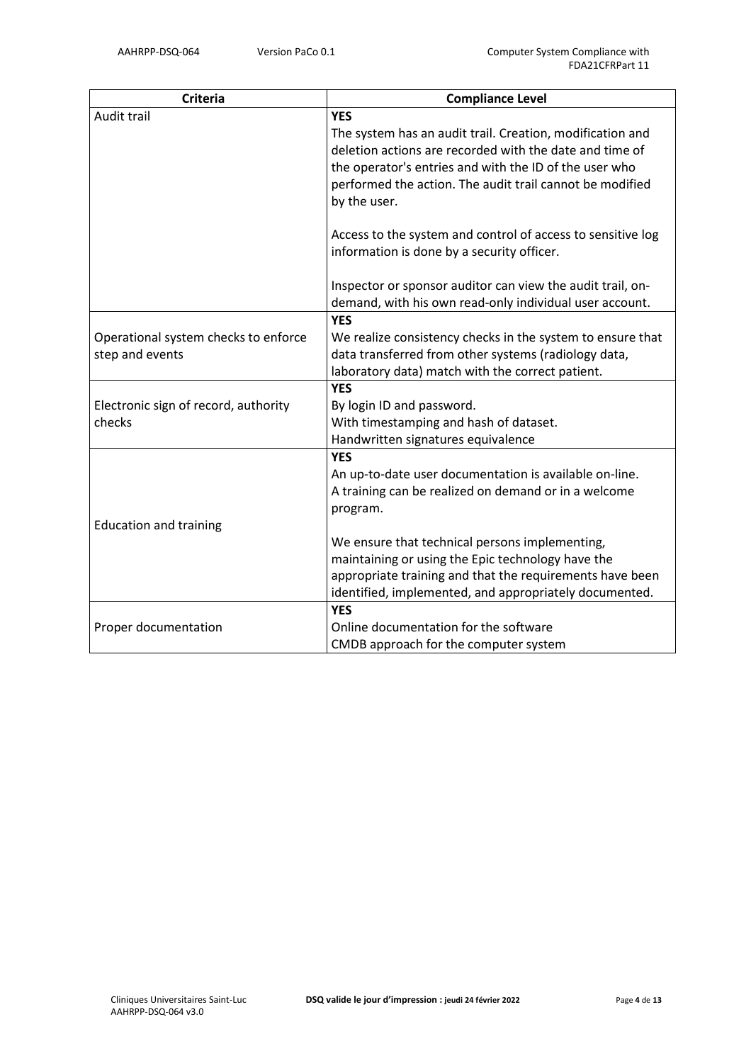| Criteria | Compliance Level |
| --- | --- |
| Audit trail | **YES**<br>The system has an audit trail. Creation, modification and deletion actions are recorded with the date and time of the operator's entries and with the ID of the user who performed the action. The audit trail cannot be modified by the user.<br><br>Access to the system and control of access to sensitive log information is done by a security officer.<br><br>Inspector or sponsor auditor can view the audit trail, on-demand, with his own read-only individual user account. |
| Operational system checks to enforce step and events | **YES**<br>We realize consistency checks in the system to ensure that data transferred from other systems (radiology data, laboratory data) match with the correct patient. |
| Electronic sign of record, authority checks | **YES**<br>By login ID and password.<br>With timestamping and hash of dataset.<br>Handwritten signatures equivalence |
| Education and training | **YES**<br>An up-to-date user documentation is available on-line.<br>A training can be realized on demand or in a welcome program.<br><br>We ensure that technical persons implementing, maintaining or using the Epic technology have the appropriate training and that the requirements have been identified, implemented, and appropriately documented. |
| Proper documentation | **YES**<br>Online documentation for the software<br>CMDB approach for the computer system |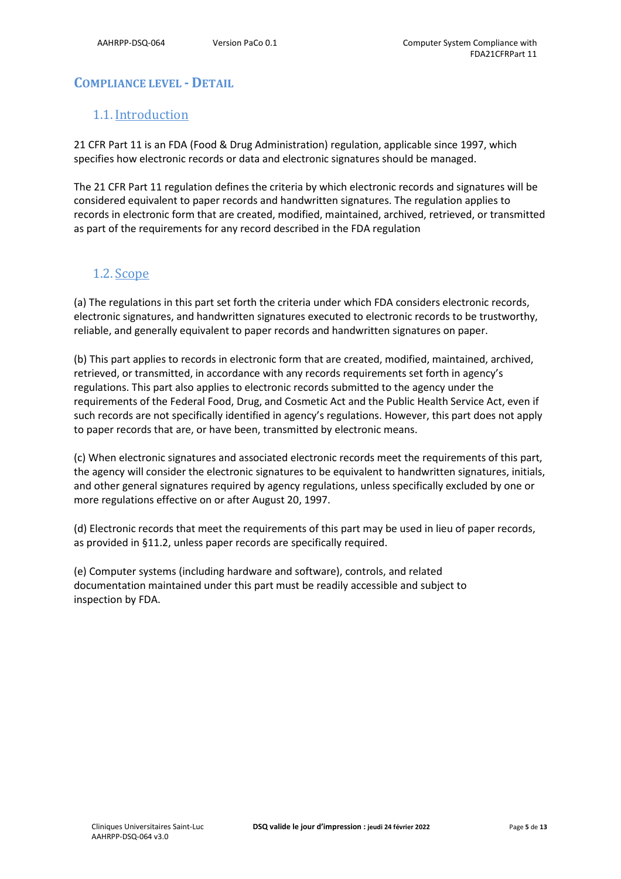# Compliance level - Detail

## 1.1. Introduction

21 CFR Part 11 is an FDA (Food & Drug Administration) regulation, applicable since 1997, which specifies how electronic records or data and electronic signatures should be managed.

The 21 CFR Part 11 regulation defines the criteria by which electronic records and signatures will be considered equivalent to paper records and handwritten signatures. The regulation applies to records in electronic form that are created, modified, maintained, archived, retrieved, or transmitted as part of the requirements for any record described in the FDA regulation

## 1.2. Scope

(a) The regulations in this part set forth the criteria under which FDA considers electronic records, electronic signatures, and handwritten signatures executed to electronic records to be trustworthy, reliable, and generally equivalent to paper records and handwritten signatures on paper.

(b) This part applies to records in electronic form that are created, modified, maintained, archived, retrieved, or transmitted, in accordance with any records requirements set forth in agency's regulations. This part also applies to electronic records submitted to the agency under the requirements of the Federal Food, Drug, and Cosmetic Act and the Public Health Service Act, even if such records are not specifically identified in agency's regulations. However, this part does not apply to paper records that are, or have been, transmitted by electronic means.

(c) When electronic signatures and associated electronic records meet the requirements of this part, the agency will consider the electronic signatures to be equivalent to handwritten signatures, initials, and other general signatures required by agency regulations, unless specifically excluded by one or more regulations effective on or after August 20, 1997.

(d) Electronic records that meet the requirements of this part may be used in lieu of paper records, as provided in §11.2, unless paper records are specifically required.

(e) Computer systems (including hardware and software), controls, and related documentation maintained under this part must be readily accessible and subject to inspection by FDA.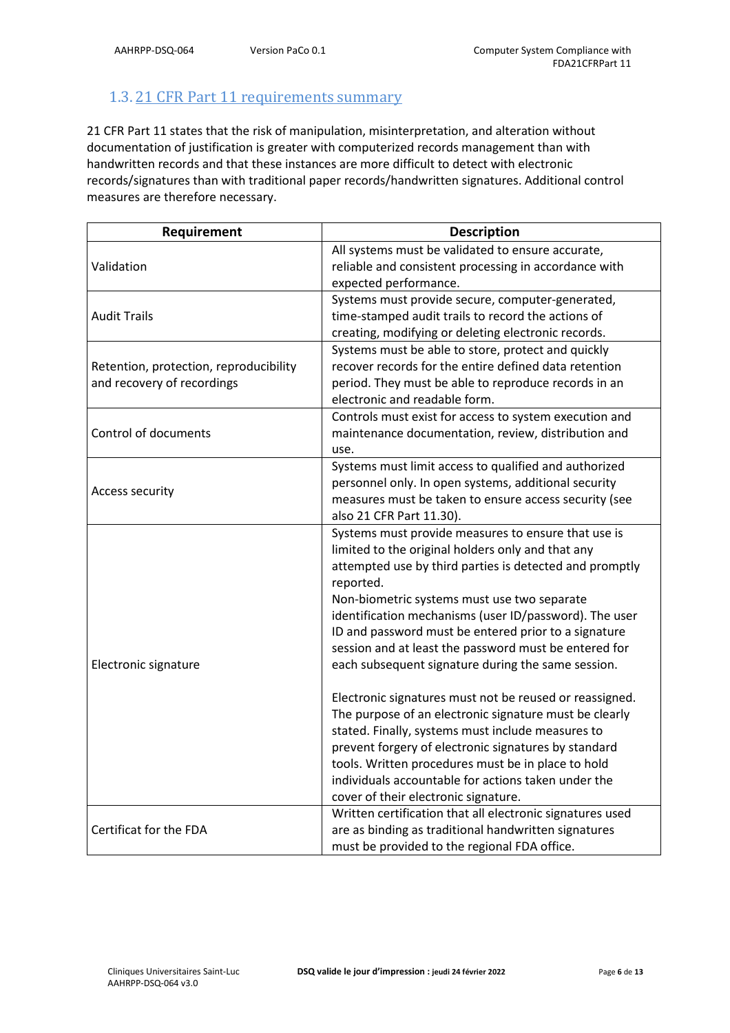## 1.3. 21 CFR Part 11 requirements summary

21 CFR Part 11 states that the risk of manipulation, misinterpretation, and alteration without documentation of justification is greater with computerized records management than with handwritten records and that these instances are more difficult to detect with electronic records/signatures than with traditional paper records/handwritten signatures. Additional control measures are therefore necessary.

| Requirement | Description |
|---|---|
| Validation | All systems must be validated to ensure accurate, reliable and consistent processing in accordance with expected performance. |
| Audit Trails | Systems must provide secure, computer-generated, time-stamped audit trails to record the actions of creating, modifying or deleting electronic records. |
| Retention, protection, reproducibility and recovery of recordings | Systems must be able to store, protect and quickly recover records for the entire defined data retention period. They must be able to reproduce records in an electronic and readable form. |
| Control of documents | Controls must exist for access to system execution and maintenance documentation, review, distribution and use. |
| Access security | Systems must limit access to qualified and authorized personnel only. In open systems, additional security measures must be taken to ensure access security (see also 21 CFR Part 11.30). |
| Electronic signature | Systems must provide measures to ensure that use is limited to the original holders only and that any attempted use by third parties is detected and promptly reported.<br>Non-biometric systems must use two separate identification mechanisms (user ID/password). The user ID and password must be entered prior to a signature session and at least the password must be entered for each subsequent signature during the same session.<br><br>Electronic signatures must not be reused or reassigned. The purpose of an electronic signature must be clearly stated. Finally, systems must include measures to prevent forgery of electronic signatures by standard tools. Written procedures must be in place to hold individuals accountable for actions taken under the cover of their electronic signature. |
| Certificat for the FDA | Written certification that all electronic signatures used are as binding as traditional handwritten signatures must be provided to the regional FDA office. |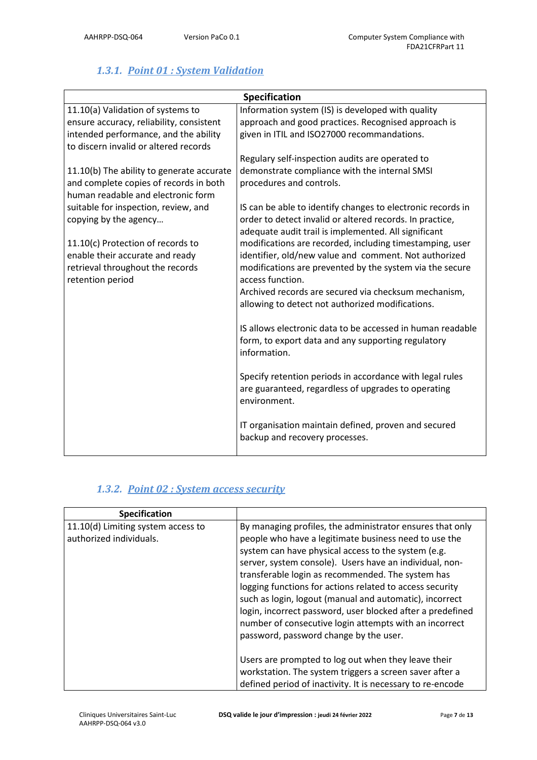### 1.3.1. Point 01 : System Validation

| Specification | |
|---|---|
| 11.10(a) Validation of systems to ensure accuracy, reliability, consistent intended performance, and the ability to discern invalid or altered records<br><br>11.10(b) The ability to generate accurate and complete copies of records in both human readable and electronic form suitable for inspection, review, and copying by the agency…<br><br>11.10(c) Protection of records to enable their accurate and ready retrieval throughout the records retention period | Information system (IS) is developed with quality approach and good practices. Recognised approach is given in ITIL and ISO27000 recommandations.<br><br>Regulary self-inspection audits are operated to demonstrate compliance with the internal SMSI procedures and controls.<br><br>IS can be able to identify changes to electronic records in order to detect invalid or altered records. In practice, adequate audit trail is implemented. All significant modifications are recorded, including timestamping, user identifier, old/new value and comment. Not authorized modifications are prevented by the system via the secure access function.<br>Archived records are secured via checksum mechanism, allowing to detect not authorized modifications.<br><br>IS allows electronic data to be accessed in human readable form, to export data and any supporting regulatory information.<br><br>Specify retention periods in accordance with legal rules are guaranteed, regardless of upgrades to operating environment.<br><br>IT organisation maintain defined, proven and secured backup and recovery processes. |

### 1.3.2. Point 02 : System access security

| Specification | |
|---|---|
| 11.10(d) Limiting system access to authorized individuals. | By managing profiles, the administrator ensures that only people who have a legitimate business need to use the system can have physical access to the system (e.g. server, system console). Users have an individual, non-transferable login as recommended. The system has logging functions for actions related to access security such as login, logout (manual and automatic), incorrect login, incorrect password, user blocked after a predefined number of consecutive login attempts with an incorrect password, password change by the user.<br><br>Users are prompted to log out when they leave their workstation. The system triggers a screen saver after a defined period of inactivity. It is necessary to re-encode |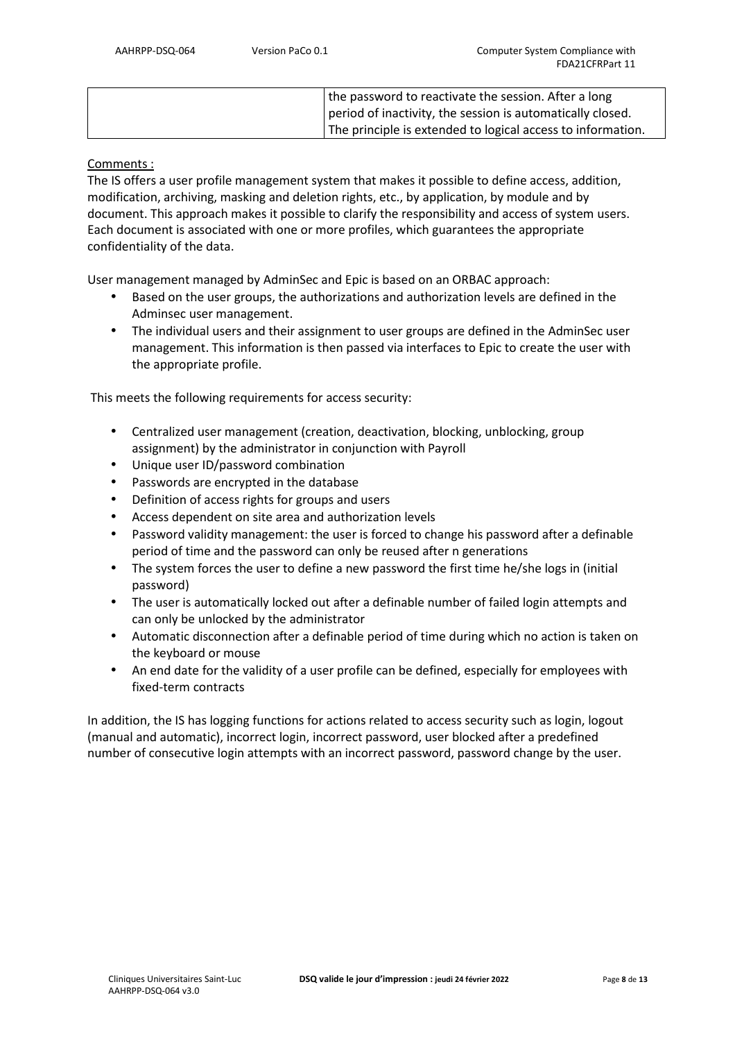| | |
|---|---|
| | the password to reactivate the session. After a long period of inactivity, the session is automatically closed. The principle is extended to logical access to information. |

Comments :

The IS offers a user profile management system that makes it possible to define access, addition, modification, archiving, masking and deletion rights, etc., by application, by module and by document. This approach makes it possible to clarify the responsibility and access of system users. Each document is associated with one or more profiles, which guarantees the appropriate confidentiality of the data.

User management managed by AdminSec and Epic is based on an ORBAC approach:

- Based on the user groups, the authorizations and authorization levels are defined in the Adminsec user management.
- The individual users and their assignment to user groups are defined in the AdminSec user management. This information is then passed via interfaces to Epic to create the user with the appropriate profile.

This meets the following requirements for access security:

- Centralized user management (creation, deactivation, blocking, unblocking, group assignment) by the administrator in conjunction with Payroll
- Unique user ID/password combination
- Passwords are encrypted in the database
- Definition of access rights for groups and users
- Access dependent on site area and authorization levels
- Password validity management: the user is forced to change his password after a definable period of time and the password can only be reused after n generations
- The system forces the user to define a new password the first time he/she logs in (initial password)
- The user is automatically locked out after a definable number of failed login attempts and can only be unlocked by the administrator
- Automatic disconnection after a definable period of time during which no action is taken on the keyboard or mouse
- An end date for the validity of a user profile can be defined, especially for employees with fixed-term contracts

In addition, the IS has logging functions for actions related to access security such as login, logout (manual and automatic), incorrect login, incorrect password, user blocked after a predefined number of consecutive login attempts with an incorrect password, password change by the user.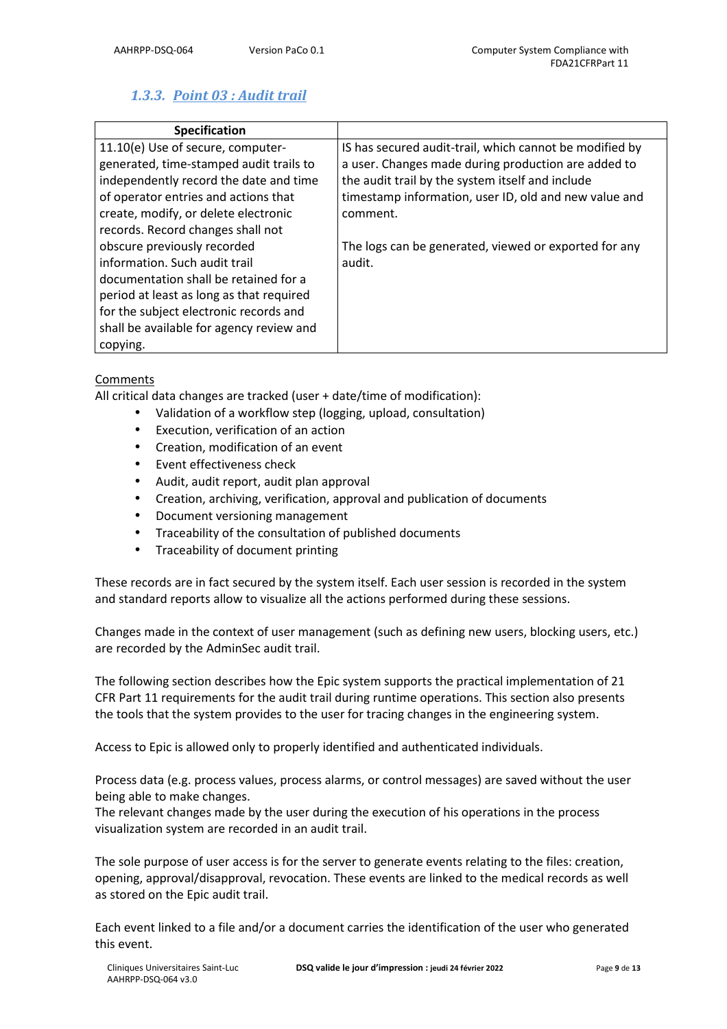### 1.3.3. Point 03 : Audit trail

| Specification | |
|---|---|
| 11.10(e) Use of secure, computer-generated, time-stamped audit trails to independently record the date and time of operator entries and actions that create, modify, or delete electronic records. Record changes shall not obscure previously recorded information. Such audit trail documentation shall be retained for a period at least as long as that required for the subject electronic records and shall be available for agency review and copying. | IS has secured audit-trail, which cannot be modified by a user. Changes made during production are added to the audit trail by the system itself and include timestamp information, user ID, old and new value and comment.<br><br>The logs can be generated, viewed or exported for any audit. |

Comments

All critical data changes are tracked (user + date/time of modification):

- Validation of a workflow step (logging, upload, consultation)
- Execution, verification of an action
- Creation, modification of an event
- Event effectiveness check
- Audit, audit report, audit plan approval
- Creation, archiving, verification, approval and publication of documents
- Document versioning management
- Traceability of the consultation of published documents
- Traceability of document printing

These records are in fact secured by the system itself. Each user session is recorded in the system and standard reports allow to visualize all the actions performed during these sessions.

Changes made in the context of user management (such as defining new users, blocking users, etc.) are recorded by the AdminSec audit trail.

The following section describes how the Epic system supports the practical implementation of 21 CFR Part 11 requirements for the audit trail during runtime operations. This section also presents the tools that the system provides to the user for tracing changes in the engineering system.

Access to Epic is allowed only to properly identified and authenticated individuals.

Process data (e.g. process values, process alarms, or control messages) are saved without the user being able to make changes.
The relevant changes made by the user during the execution of his operations in the process visualization system are recorded in an audit trail.

The sole purpose of user access is for the server to generate events relating to the files: creation, opening, approval/disapproval, revocation. These events are linked to the medical records as well as stored on the Epic audit trail.

Each event linked to a file and/or a document carries the identification of the user who generated this event.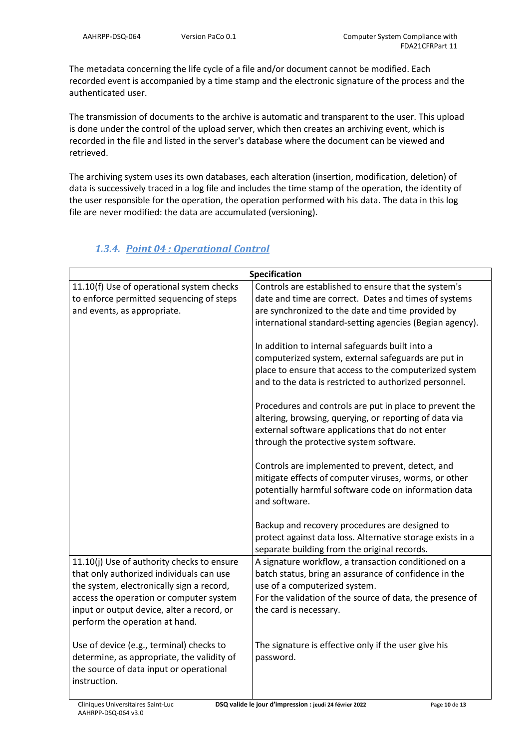The metadata concerning the life cycle of a file and/or document cannot be modified. Each recorded event is accompanied by a time stamp and the electronic signature of the process and the authenticated user.

The transmission of documents to the archive is automatic and transparent to the user. This upload is done under the control of the upload server, which then creates an archiving event, which is recorded in the file and listed in the server's database where the document can be viewed and retrieved.

The archiving system uses its own databases, each alteration (insertion, modification, deletion) of data is successively traced in a log file and includes the time stamp of the operation, the identity of the user responsible for the operation, the operation performed with his data. The data in this log file are never modified: the data are accumulated (versioning).

### *1.3.4. Point 04 : Operational Control*

| Specification | |
|---|---|
| 11.10(f) Use of operational system checks to enforce permitted sequencing of steps and events, as appropriate. | Controls are established to ensure that the system's date and time are correct. Dates and times of systems are synchronized to the date and time provided by international standard-setting agencies (Begian agency).<br><br>In addition to internal safeguards built into a computerized system, external safeguards are put in place to ensure that access to the computerized system and to the data is restricted to authorized personnel.<br><br>Procedures and controls are put in place to prevent the altering, browsing, querying, or reporting of data via external software applications that do not enter through the protective system software.<br><br>Controls are implemented to prevent, detect, and mitigate effects of computer viruses, worms, or other potentially harmful software code on information data and software.<br><br>Backup and recovery procedures are designed to protect against data loss. Alternative storage exists in a separate building from the original records. |
| 11.10(j) Use of authority checks to ensure that only authorized individuals can use the system, electronically sign a record, access the operation or computer system input or output device, alter a record, or perform the operation at hand.<br><br>Use of device (e.g., terminal) checks to determine, as appropriate, the validity of the source of data input or operational instruction. | A signature workflow, a transaction conditioned on a batch status, bring an assurance of confidence in the use of a computerized system.<br>For the validation of the source of data, the presence of the card is necessary.<br><br>The signature is effective only if the user give his password. |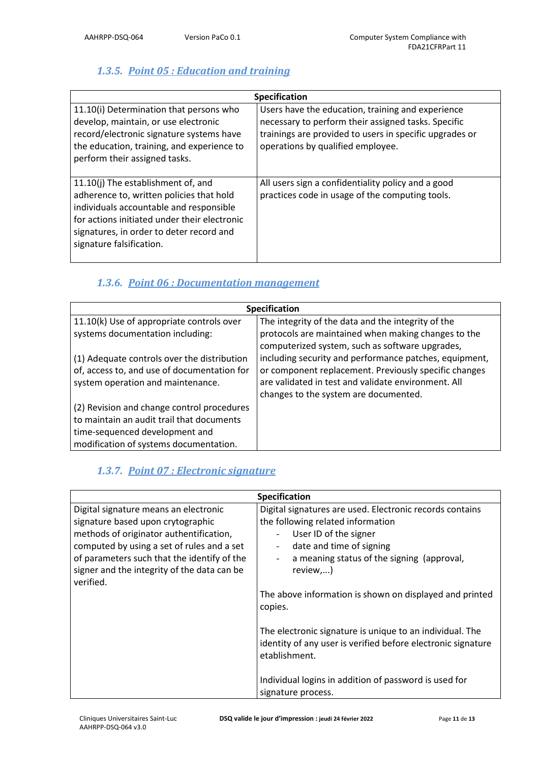### 1.3.5. Point 05 : Education and training

| Specification | |
|---|---|
| 11.10(i) Determination that persons who develop, maintain, or use electronic record/electronic signature systems have the education, training, and experience to perform their assigned tasks. | Users have the education, training and experience necessary to perform their assigned tasks. Specific trainings are provided to users in specific upgrades or operations by qualified employee. |
| 11.10(j) The establishment of, and adherence to, written policies that hold individuals accountable and responsible for actions initiated under their electronic signatures, in order to deter record and signature falsification. | All users sign a confidentiality policy and a good practices code in usage of the computing tools. |

### 1.3.6. Point 06 : Documentation management

| Specification | |
|---|---|
| 11.10(k) Use of appropriate controls over systems documentation including:<br><br>(1) Adequate controls over the distribution of, access to, and use of documentation for system operation and maintenance.<br><br>(2) Revision and change control procedures to maintain an audit trail that documents time-sequenced development and modification of systems documentation. | The integrity of the data and the integrity of the protocols are maintained when making changes to the computerized system, such as software upgrades, including security and performance patches, equipment, or component replacement. Previously specific changes are validated in test and validate environment. All changes to the system are documented. |

### 1.3.7. Point 07 : Electronic signature

| Specification | |
|---|---|
| Digital signature means an electronic signature based upon crytographic methods of originator authentification, computed by using a set of rules and a set of parameters such that the identify of the signer and the integrity of the data can be verified. | Digital signatures are used. Electronic records contains the following related information<br>- User ID of the signer<br>- date and time of signing<br>- a meaning status of the signing (approval, review,...)<br><br>The above information is shown on displayed and printed copies.<br><br>The electronic signature is unique to an individual. The identity of any user is verified before electronic signature etablishment.<br><br>Individual logins in addition of password is used for signature process. |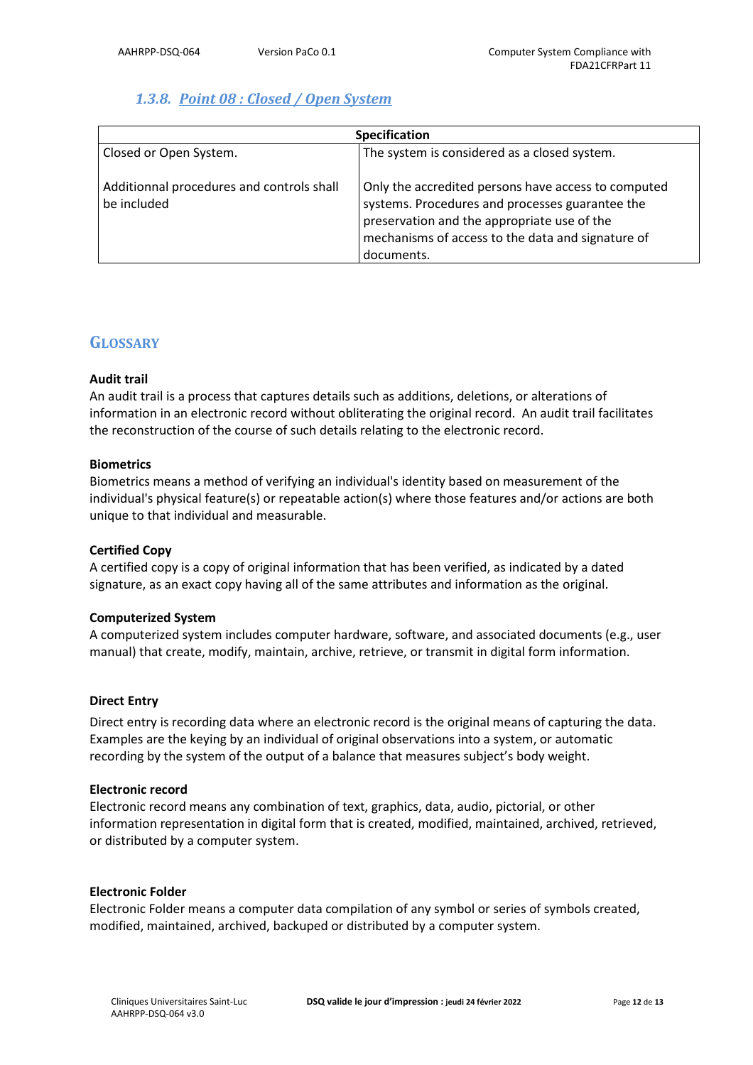### 1.3.8. Point 08 : Closed / Open System

| Specification | |
|---|---|
| Closed or Open System.<br><br>Additionnal procedures and controls shall be included | The system is considered as a closed system.<br><br>Only the accredited persons have access to computed systems. Procedures and processes guarantee the preservation and the appropriate use of the mechanisms of access to the data and signature of documents. |

## Glossary

**Audit trail**
An audit trail is a process that captures details such as additions, deletions, or alterations of information in an electronic record without obliterating the original record. An audit trail facilitates the reconstruction of the course of such details relating to the electronic record.

**Biometrics**
Biometrics means a method of verifying an individual's identity based on measurement of the individual's physical feature(s) or repeatable action(s) where those features and/or actions are both unique to that individual and measurable.

**Certified Copy**
A certified copy is a copy of original information that has been verified, as indicated by a dated signature, as an exact copy having all of the same attributes and information as the original.

**Computerized System**
A computerized system includes computer hardware, software, and associated documents (e.g., user manual) that create, modify, maintain, archive, retrieve, or transmit in digital form information.

**Direct Entry**

Direct entry is recording data where an electronic record is the original means of capturing the data. Examples are the keying by an individual of original observations into a system, or automatic recording by the system of the output of a balance that measures subject's body weight.

**Electronic record**
Electronic record means any combination of text, graphics, data, audio, pictorial, or other information representation in digital form that is created, modified, maintained, archived, retrieved, or distributed by a computer system.

**Electronic Folder**
Electronic Folder means a computer data compilation of any symbol or series of symbols created, modified, maintained, archived, backuped or distributed by a computer system.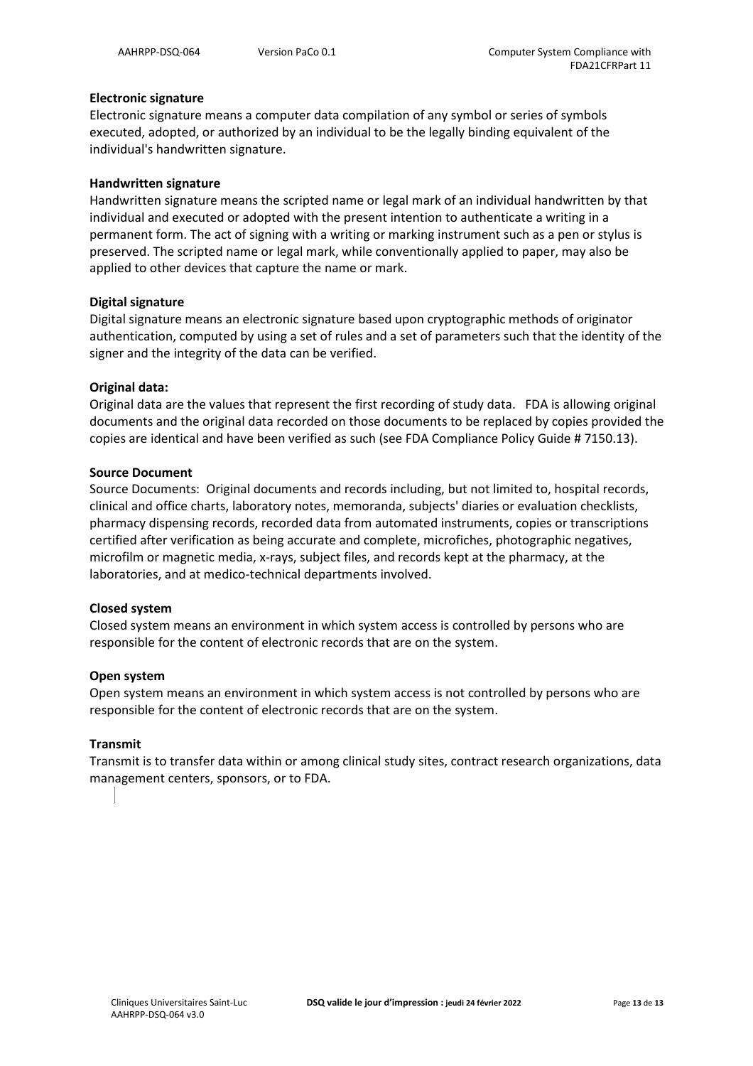**Electronic signature**

Electronic signature means a computer data compilation of any symbol or series of symbols executed, adopted, or authorized by an individual to be the legally binding equivalent of the individual's handwritten signature.

**Handwritten signature**

Handwritten signature means the scripted name or legal mark of an individual handwritten by that individual and executed or adopted with the present intention to authenticate a writing in a permanent form. The act of signing with a writing or marking instrument such as a pen or stylus is preserved. The scripted name or legal mark, while conventionally applied to paper, may also be applied to other devices that capture the name or mark.

**Digital signature**

Digital signature means an electronic signature based upon cryptographic methods of originator authentication, computed by using a set of rules and a set of parameters such that the identity of the signer and the integrity of the data can be verified.

**Original data:**

Original data are the values that represent the first recording of study data. FDA is allowing original documents and the original data recorded on those documents to be replaced by copies provided the copies are identical and have been verified as such (see FDA Compliance Policy Guide # 7150.13).

**Source Document**

Source Documents: Original documents and records including, but not limited to, hospital records, clinical and office charts, laboratory notes, memoranda, subjects' diaries or evaluation checklists, pharmacy dispensing records, recorded data from automated instruments, copies or transcriptions certified after verification as being accurate and complete, microfiches, photographic negatives, microfilm or magnetic media, x-rays, subject files, and records kept at the pharmacy, at the laboratories, and at medico-technical departments involved.

**Closed system**

Closed system means an environment in which system access is controlled by persons who are responsible for the content of electronic records that are on the system.

**Open system**

Open system means an environment in which system access is not controlled by persons who are responsible for the content of electronic records that are on the system.

**Transmit**

Transmit is to transfer data within or among clinical study sites, contract research organizations, data management centers, sponsors, or to FDA.